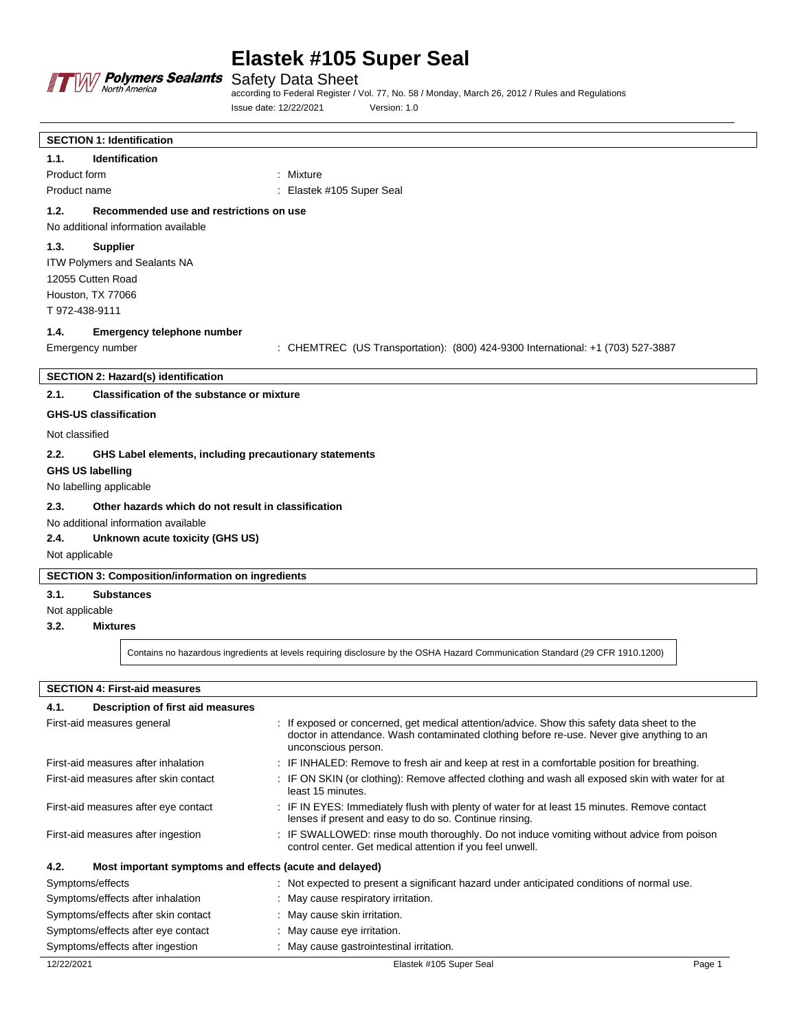# Elastek #105 Super Seal

ITW Polymers Sealants North America

Safety Data Sheet

according to Federal Register / Vol. 77, No. 58 / Monday, March 26, 2012 / Rules and Regulations

Issue date: 12/22/2021 Version: 1.0

## SECTION 1: Identification

### 1.1. Identification

| | |
|---|---|
| Product form | : Mixture |
| Product name | : Elastek #105 Super Seal |

### 1.2. Recommended use and restrictions on use

No additional information available

### 1.3. Supplier

ITW Polymers and Sealants NA
12055 Cutten Road
Houston, TX 77066
T 972-438-9111

### 1.4. Emergency telephone number

| | |
|---|---|
| Emergency number | : CHEMTREC (US Transportation): (800) 424-9300 International: +1 (703) 527-3887 |

## SECTION 2: Hazard(s) identification

### 2.1. Classification of the substance or mixture

**GHS-US classification**

Not classified

### 2.2. GHS Label elements, including precautionary statements

**GHS US labelling**

No labelling applicable

### 2.3. Other hazards which do not result in classification

No additional information available

### 2.4. Unknown acute toxicity (GHS US)

Not applicable

## SECTION 3: Composition/information on ingredients

### 3.1. Substances

Not applicable

### 3.2. Mixtures

Contains no hazardous ingredients at levels requiring disclosure by the OSHA Hazard Communication Standard (29 CFR 1910.1200)

## SECTION 4: First-aid measures

### 4.1. Description of first aid measures

| | |
|---|---|
| First-aid measures general | : If exposed or concerned, get medical attention/advice. Show this safety data sheet to the doctor in attendance. Wash contaminated clothing before re-use. Never give anything to an unconscious person. |
| First-aid measures after inhalation | : IF INHALED: Remove to fresh air and keep at rest in a comfortable position for breathing. |
| First-aid measures after skin contact | : IF ON SKIN (or clothing): Remove affected clothing and wash all exposed skin with water for at least 15 minutes. |
| First-aid measures after eye contact | : IF IN EYES: Immediately flush with plenty of water for at least 15 minutes. Remove contact lenses if present and easy to do so. Continue rinsing. |
| First-aid measures after ingestion | : IF SWALLOWED: rinse mouth thoroughly. Do not induce vomiting without advice from poison control center. Get medical attention if you feel unwell. |

### 4.2. Most important symptoms and effects (acute and delayed)

| | |
|---|---|
| Symptoms/effects | : Not expected to present a significant hazard under anticipated conditions of normal use. |
| Symptoms/effects after inhalation | : May cause respiratory irritation. |
| Symptoms/effects after skin contact | : May cause skin irritation. |
| Symptoms/effects after eye contact | : May cause eye irritation. |
| Symptoms/effects after ingestion | : May cause gastrointestinal irritation. |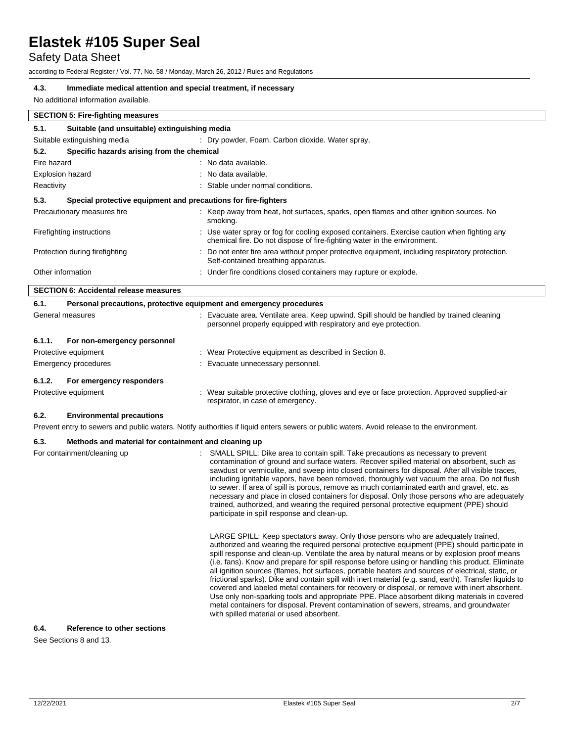#### 4.3. Immediate medical attention and special treatment, if necessary

No additional information available.

## SECTION 5: Fire-fighting measures

### 5.1. Suitable (and unsuitable) extinguishing media

| | |
|---|---|
| Suitable extinguishing media | : Dry powder. Foam. Carbon dioxide. Water spray. |

### 5.2. Specific hazards arising from the chemical

| | |
|---|---|
| Fire hazard | : No data available. |
| Explosion hazard | : No data available. |
| Reactivity | : Stable under normal conditions. |

### 5.3. Special protective equipment and precautions for fire-fighters

| | |
|---|---|
| Precautionary measures fire | : Keep away from heat, hot surfaces, sparks, open flames and other ignition sources. No smoking. |
| Firefighting instructions | : Use water spray or fog for cooling exposed containers. Exercise caution when fighting any chemical fire. Do not dispose of fire-fighting water in the environment. |
| Protection during firefighting | : Do not enter fire area without proper protective equipment, including respiratory protection. Self-contained breathing apparatus. |
| Other information | : Under fire conditions closed containers may rupture or explode. |

## SECTION 6: Accidental release measures

### 6.1. Personal precautions, protective equipment and emergency procedures

| | |
|---|---|
| General measures | : Evacuate area. Ventilate area. Keep upwind. Spill should be handled by trained cleaning personnel properly equipped with respiratory and eye protection. |

#### 6.1.1. For non-emergency personnel

| | |
|---|---|
| Protective equipment | : Wear Protective equipment as described in Section 8. |
| Emergency procedures | : Evacuate unnecessary personnel. |

#### 6.1.2. For emergency responders

| | |
|---|---|
| Protective equipment | : Wear suitable protective clothing, gloves and eye or face protection. Approved supplied-air respirator, in case of emergency. |

### 6.2. Environmental precautions

Prevent entry to sewers and public waters. Notify authorities if liquid enters sewers or public waters. Avoid release to the environment.

### 6.3. Methods and material for containment and cleaning up

For containment/cleaning up :

SMALL SPILL: Dike area to contain spill. Take precautions as necessary to prevent contamination of ground and surface waters. Recover spilled material on absorbent, such as sawdust or vermiculite, and sweep into closed containers for disposal. After all visible traces, including ignitable vapors, have been removed, thoroughly wet vacuum the area. Do not flush to sewer. If area of spill is porous, remove as much contaminated earth and gravel, etc. as necessary and place in closed containers for disposal. Only those persons who are adequately trained, authorized, and wearing the required personal protective equipment (PPE) should participate in spill response and clean-up.

LARGE SPILL: Keep spectators away. Only those persons who are adequately trained, authorized and wearing the required personal protective equipment (PPE) should participate in spill response and clean-up. Ventilate the area by natural means or by explosion proof means (i.e. fans). Know and prepare for spill response before using or handling this product. Eliminate all ignition sources (flames, hot surfaces, portable heaters and sources of electrical, static, or frictional sparks). Dike and contain spill with inert material (e.g. sand, earth). Transfer liquids to covered and labeled metal containers for recovery or disposal, or remove with inert absorbent. Use only non-sparking tools and appropriate PPE. Place absorbent diking materials in covered metal containers for disposal. Prevent contamination of sewers, streams, and groundwater with spilled material or used absorbent.

### 6.4. Reference to other sections

See Sections 8 and 13.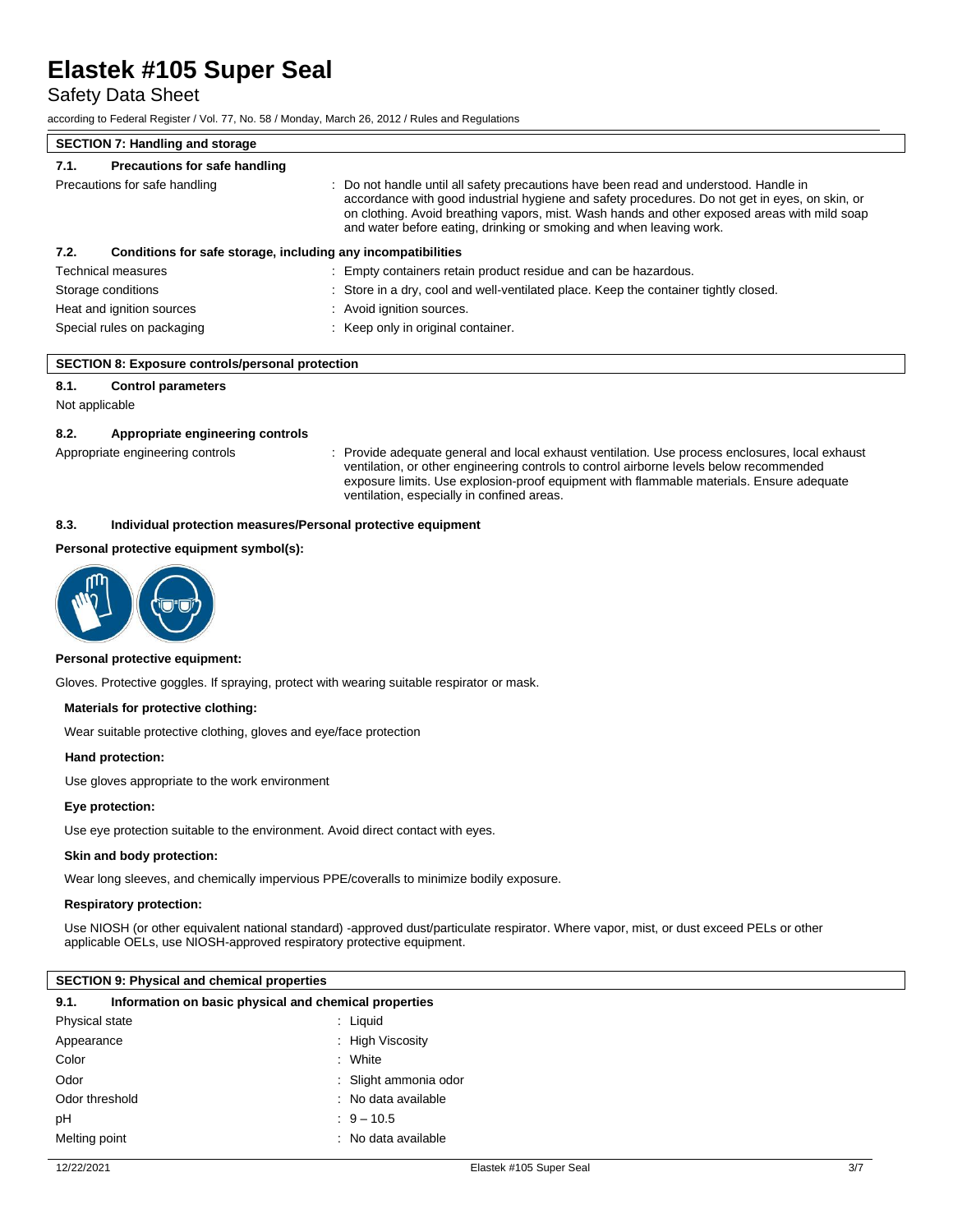## SECTION 7: Handling and storage

### 7.1. Precautions for safe handling

| | |
|---|---|
| Precautions for safe handling | : Do not handle until all safety precautions have been read and understood. Handle in accordance with good industrial hygiene and safety procedures. Do not get in eyes, on skin, or on clothing. Avoid breathing vapors, mist. Wash hands and other exposed areas with mild soap and water before eating, drinking or smoking and when leaving work. |

### 7.2. Conditions for safe storage, including any incompatibilities

| | |
|---|---|
| Technical measures | : Empty containers retain product residue and can be hazardous. |
| Storage conditions | : Store in a dry, cool and well-ventilated place. Keep the container tightly closed. |
| Heat and ignition sources | : Avoid ignition sources. |
| Special rules on packaging | : Keep only in original container. |

## SECTION 8: Exposure controls/personal protection

### 8.1. Control parameters

Not applicable

### 8.2. Appropriate engineering controls

| | |
|---|---|
| Appropriate engineering controls | : Provide adequate general and local exhaust ventilation. Use process enclosures, local exhaust ventilation, or other engineering controls to control airborne levels below recommended exposure limits. Use explosion-proof equipment with flammable materials. Ensure adequate ventilation, especially in confined areas. |

### 8.3. Individual protection measures/Personal protective equipment

**Personal protective equipment symbol(s):**

**Personal protective equipment:**

Gloves. Protective goggles. If spraying, protect with wearing suitable respirator or mask.

**Materials for protective clothing:**

Wear suitable protective clothing, gloves and eye/face protection

**Hand protection:**

Use gloves appropriate to the work environment

**Eye protection:**

Use eye protection suitable to the environment. Avoid direct contact with eyes.

**Skin and body protection:**

Wear long sleeves, and chemically impervious PPE/coveralls to minimize bodily exposure.

**Respiratory protection:**

Use NIOSH (or other equivalent national standard) -approved dust/particulate respirator. Where vapor, mist, or dust exceed PELs or other applicable OELs, use NIOSH-approved respiratory protective equipment.

## SECTION 9: Physical and chemical properties

### 9.1. Information on basic physical and chemical properties

| | |
|---|---|
| Physical state | : Liquid |
| Appearance | : High Viscosity |
| Color | : White |
| Odor | : Slight ammonia odor |
| Odor threshold | : No data available |
| pH | : 9 – 10.5 |
| Melting point | : No data available |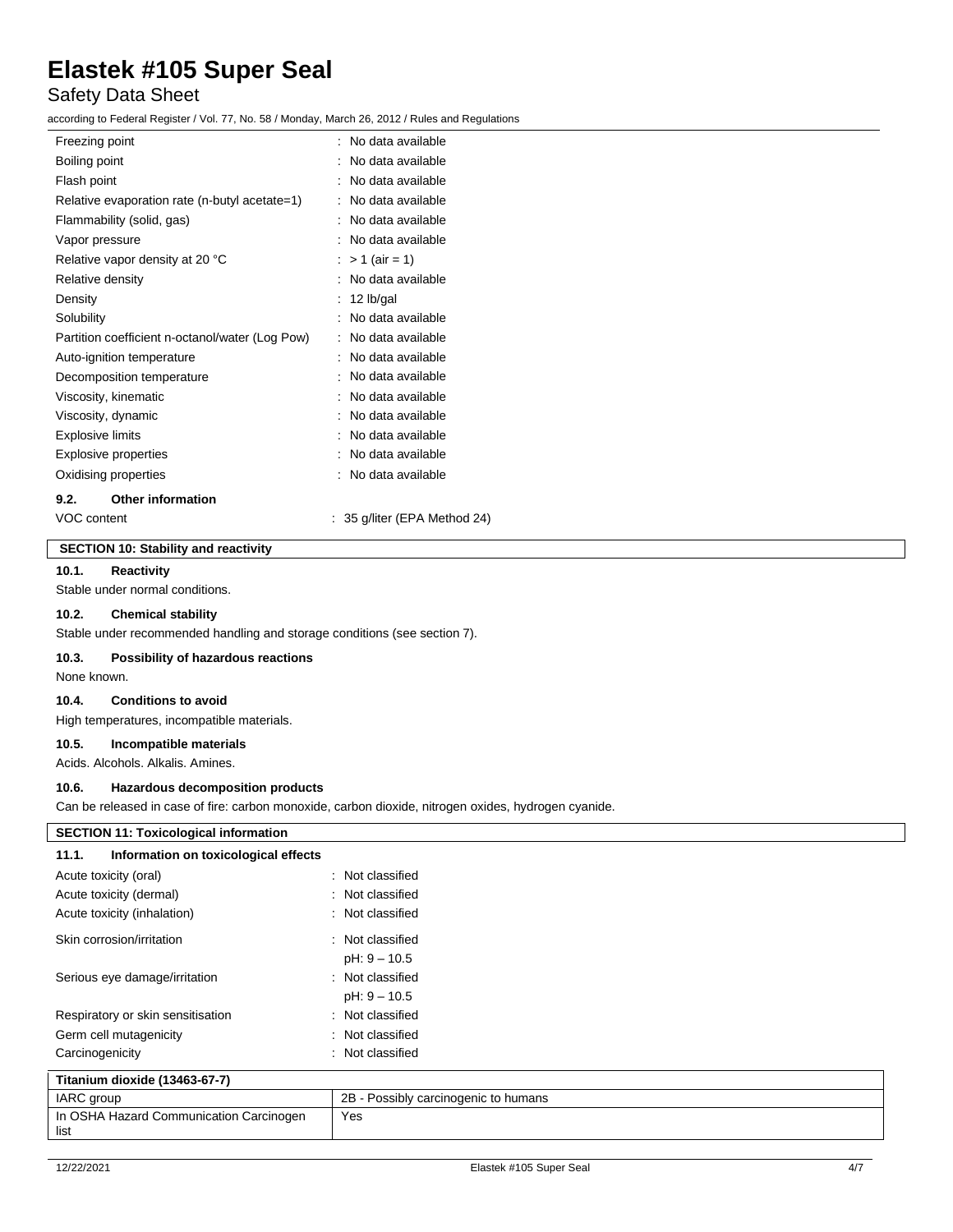| | |
|---|---|
| Freezing point | : No data available |
| Boiling point | : No data available |
| Flash point | : No data available |
| Relative evaporation rate (n-butyl acetate=1) | : No data available |
| Flammability (solid, gas) | : No data available |
| Vapor pressure | : No data available |
| Relative vapor density at 20 °C | : > 1 (air = 1) |
| Relative density | : No data available |
| Density | : 12 lb/gal |
| Solubility | : No data available |
| Partition coefficient n-octanol/water (Log Pow) | : No data available |
| Auto-ignition temperature | : No data available |
| Decomposition temperature | : No data available |
| Viscosity, kinematic | : No data available |
| Viscosity, dynamic | : No data available |
| Explosive limits | : No data available |
| Explosive properties | : No data available |
| Oxidising properties | : No data available |

### 9.2. Other information

VOC content : 35 g/liter (EPA Method 24)

## SECTION 10: Stability and reactivity

### 10.1. Reactivity

Stable under normal conditions.

### 10.2. Chemical stability

Stable under recommended handling and storage conditions (see section 7).

### 10.3. Possibility of hazardous reactions

None known.

### 10.4. Conditions to avoid

High temperatures, incompatible materials.

### 10.5. Incompatible materials

Acids. Alcohols. Alkalis. Amines.

### 10.6. Hazardous decomposition products

Can be released in case of fire: carbon monoxide, carbon dioxide, nitrogen oxides, hydrogen cyanide.

## SECTION 11: Toxicological information

### 11.1. Information on toxicological effects

| | |
|---|---|
| Acute toxicity (oral) | : Not classified |
| Acute toxicity (dermal) | : Not classified |
| Acute toxicity (inhalation) | : Not classified |
| Skin corrosion/irritation | : Not classified<br>pH: 9 – 10.5 |
| Serious eye damage/irritation | : Not classified<br>pH: 9 – 10.5 |
| Respiratory or skin sensitisation | : Not classified |
| Germ cell mutagenicity | : Not classified |
| Carcinogenicity | : Not classified |

| Titanium dioxide (13463-67-7) | |
|---|---|
| IARC group | 2B - Possibly carcinogenic to humans |
| In OSHA Hazard Communication Carcinogen list | Yes |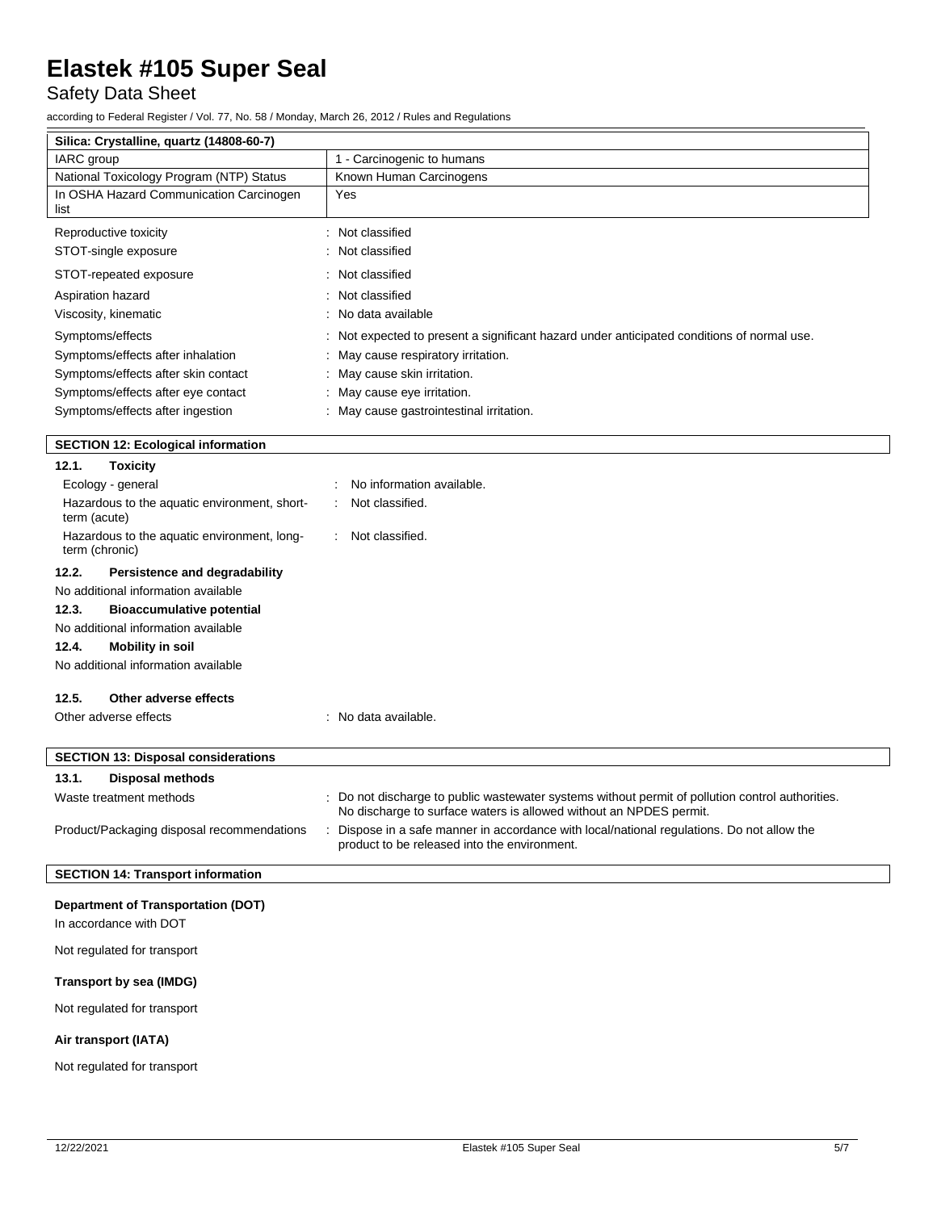| Silica: Crystalline, quartz (14808-60-7) | |
|---|---|
| IARC group | 1 - Carcinogenic to humans |
| National Toxicology Program (NTP) Status | Known Human Carcinogens |
| In OSHA Hazard Communication Carcinogen list | Yes |

Reproductive toxicity : Not classified

STOT-single exposure : Not classified

STOT-repeated exposure : Not classified

Aspiration hazard : Not classified

Viscosity, kinematic : No data available

Symptoms/effects : Not expected to present a significant hazard under anticipated conditions of normal use.

Symptoms/effects after inhalation : May cause respiratory irritation.

Symptoms/effects after skin contact : May cause skin irritation.

Symptoms/effects after eye contact : May cause eye irritation.

Symptoms/effects after ingestion : May cause gastrointestinal irritation.

## SECTION 12: Ecological information

### 12.1. Toxicity

Ecology - general : No information available.

Hazardous to the aquatic environment, short-term (acute) : Not classified.

Hazardous to the aquatic environment, long-term (chronic) : Not classified.

### 12.2. Persistence and degradability

No additional information available

### 12.3. Bioaccumulative potential

No additional information available

### 12.4. Mobility in soil

No additional information available

### 12.5. Other adverse effects

Other adverse effects : No data available.

## SECTION 13: Disposal considerations

### 13.1. Disposal methods

Waste treatment methods : Do not discharge to public wastewater systems without permit of pollution control authorities. No discharge to surface waters is allowed without an NPDES permit.

Product/Packaging disposal recommendations : Dispose in a safe manner in accordance with local/national regulations. Do not allow the product to be released into the environment.

## SECTION 14: Transport information

**Department of Transportation (DOT)**

In accordance with DOT

Not regulated for transport

**Transport by sea (IMDG)**

Not regulated for transport

**Air transport (IATA)**

Not regulated for transport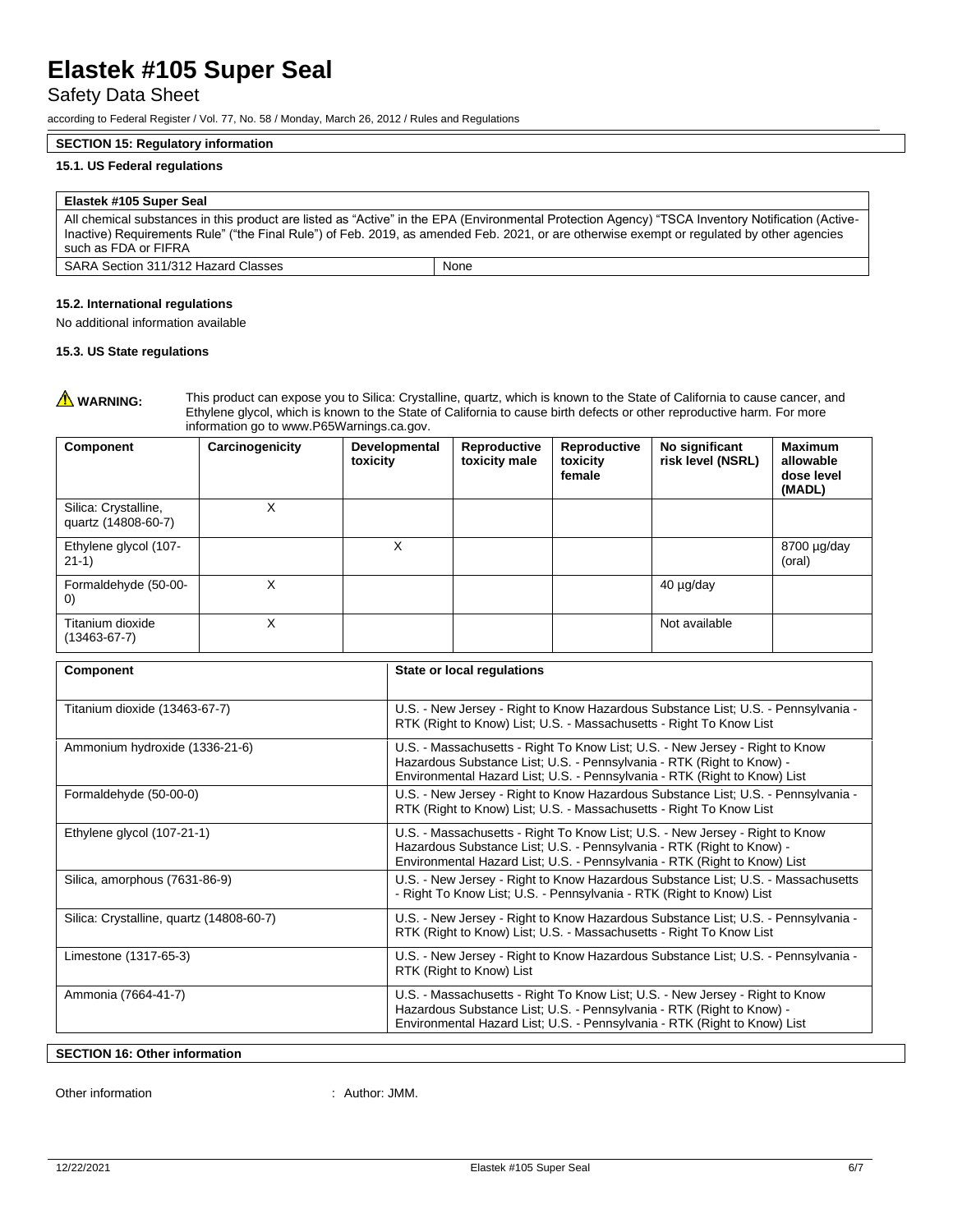# Elastek #105 Super Seal

Safety Data Sheet

according to Federal Register / Vol. 77, No. 58 / Monday, March 26, 2012 / Rules and Regulations

## SECTION 15: Regulatory information

### 15.1. US Federal regulations

| Elastek #105 Super Seal | |
|---|---|
| All chemical substances in this product are listed as "Active" in the EPA (Environmental Protection Agency) "TSCA Inventory Notification (Active-Inactive) Requirements Rule" ("the Final Rule") of Feb. 2019, as amended Feb. 2021, or are otherwise exempt or regulated by other agencies such as FDA or FIFRA | |
| SARA Section 311/312 Hazard Classes | None |

### 15.2. International regulations

No additional information available

### 15.3. US State regulations

⚠ **WARNING:** This product can expose you to Silica: Crystalline, quartz, which is known to the State of California to cause cancer, and Ethylene glycol, which is known to the State of California to cause birth defects or other reproductive harm. For more information go to www.P65Warnings.ca.gov.

| Component | Carcinogenicity | Developmental toxicity | Reproductive toxicity male | Reproductive toxicity female | No significant risk level (NSRL) | Maximum allowable dose level (MADL) |
|---|---|---|---|---|---|---|
| Silica: Crystalline, quartz (14808-60-7) | X | | | | | |
| Ethylene glycol (107-21-1) | | X | | | | 8700 µg/day (oral) |
| Formaldehyde (50-00-0) | X | | | | 40 µg/day | |
| Titanium dioxide (13463-67-7) | X | | | | Not available | |

| Component | State or local regulations |
|---|---|
| Titanium dioxide (13463-67-7) | U.S. - New Jersey - Right to Know Hazardous Substance List; U.S. - Pennsylvania - RTK (Right to Know) List; U.S. - Massachusetts - Right To Know List |
| Ammonium hydroxide (1336-21-6) | U.S. - Massachusetts - Right To Know List; U.S. - New Jersey - Right to Know Hazardous Substance List; U.S. - Pennsylvania - RTK (Right to Know) - Environmental Hazard List; U.S. - Pennsylvania - RTK (Right to Know) List |
| Formaldehyde (50-00-0) | U.S. - New Jersey - Right to Know Hazardous Substance List; U.S. - Pennsylvania - RTK (Right to Know) List; U.S. - Massachusetts - Right To Know List |
| Ethylene glycol (107-21-1) | U.S. - Massachusetts - Right To Know List; U.S. - New Jersey - Right to Know Hazardous Substance List; U.S. - Pennsylvania - RTK (Right to Know) - Environmental Hazard List; U.S. - Pennsylvania - RTK (Right to Know) List |
| Silica, amorphous (7631-86-9) | U.S. - New Jersey - Right to Know Hazardous Substance List; U.S. - Massachusetts - Right To Know List; U.S. - Pennsylvania - RTK (Right to Know) List |
| Silica: Crystalline, quartz (14808-60-7) | U.S. - New Jersey - Right to Know Hazardous Substance List; U.S. - Pennsylvania - RTK (Right to Know) List; U.S. - Massachusetts - Right To Know List |
| Limestone (1317-65-3) | U.S. - New Jersey - Right to Know Hazardous Substance List; U.S. - Pennsylvania - RTK (Right to Know) List |
| Ammonia (7664-41-7) | U.S. - Massachusetts - Right To Know List; U.S. - New Jersey - Right to Know Hazardous Substance List; U.S. - Pennsylvania - RTK (Right to Know) - Environmental Hazard List; U.S. - Pennsylvania - RTK (Right to Know) List |

## SECTION 16: Other information

Other information : Author: JMM.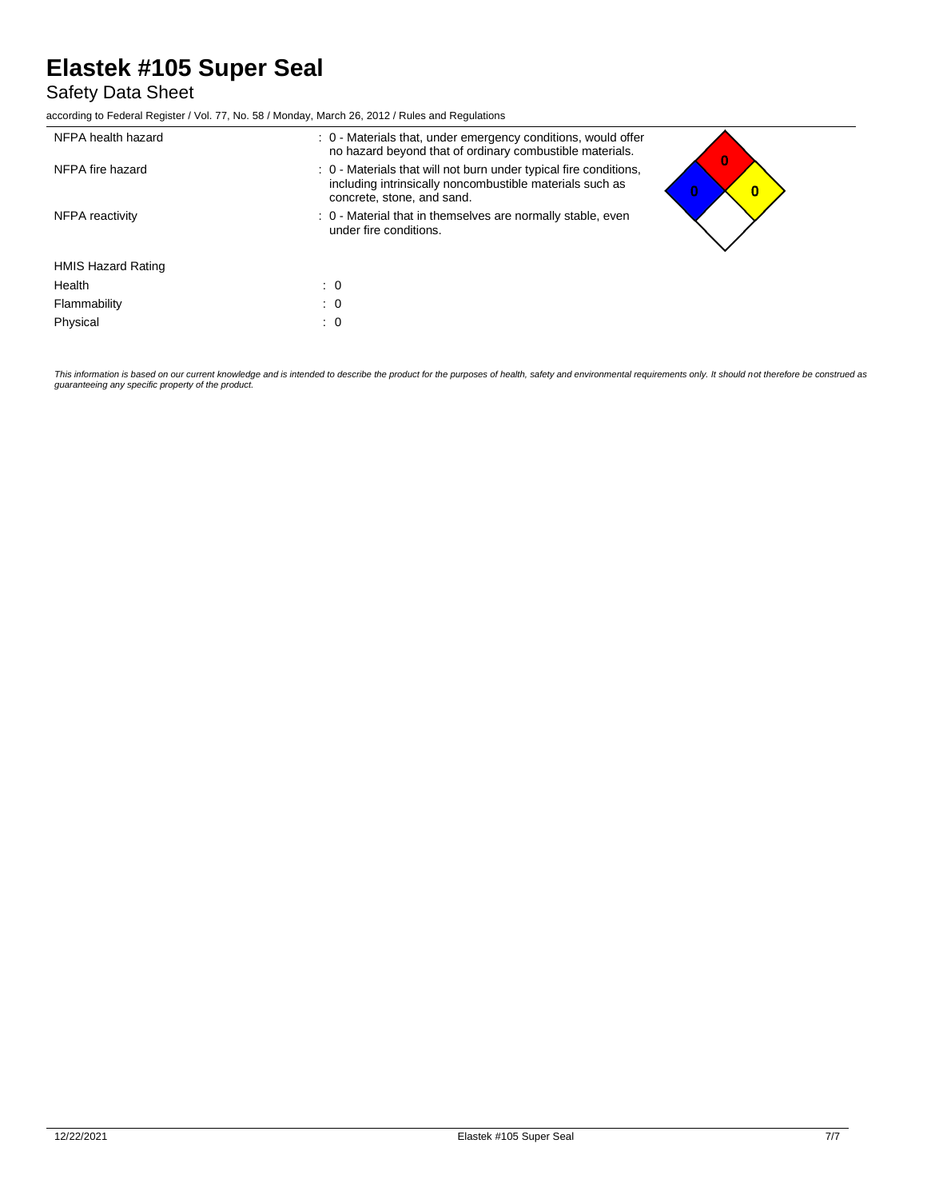| | |
|---|---|
| NFPA health hazard | : 0 - Materials that, under emergency conditions, would offer no hazard beyond that of ordinary combustible materials. |
| NFPA fire hazard | : 0 - Materials that will not burn under typical fire conditions, including intrinsically noncombustible materials such as concrete, stone, and sand. |
| NFPA reactivity | : 0 - Material that in themselves are normally stable, even under fire conditions. |

HMIS Hazard Rating

| | |
|---|---|
| Health | : 0 |
| Flammability | : 0 |
| Physical | : 0 |

*This information is based on our current knowledge and is intended to describe the product for the purposes of health, safety and environmental requirements only. It should not therefore be construed as guaranteeing any specific property of the product.*